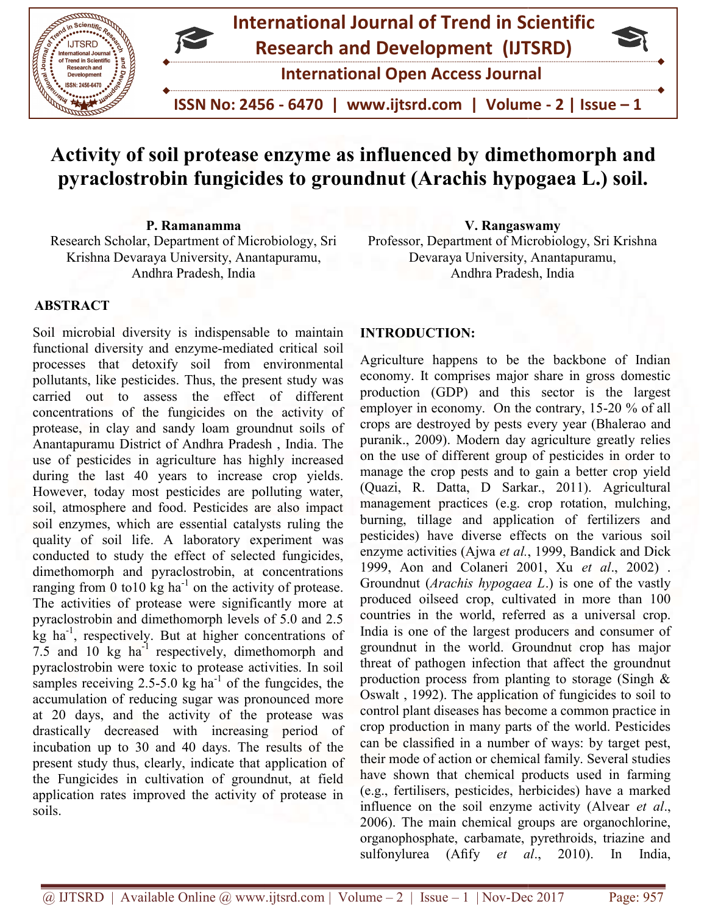# Activity of soil protease enzyme as influenced by dimethomorph and pyraclostrobin fungicides to groundnut (Arachis hypogaea L.) soil.

**P. Ramanamma**
Research Scholar, Department of Microbiology, Sri Krishna Devaraya University, Anantapuramu, Andhra Pradesh, India

**V. Rangaswamy**
Professor, Department of Microbiology, Sri Krishna Devaraya University, Anantapuramu, Andhra Pradesh, India

## ABSTRACT

Soil microbial diversity is indispensable to maintain functional diversity and enzyme-mediated critical soil processes that detoxify soil from environmental pollutants, like pesticides. Thus, the present study was carried out to assess the effect of different concentrations of the fungicides on the activity of protease, in clay and sandy loam groundnut soils of Anantapuramu District of Andhra Pradesh , India. The use of pesticides in agriculture has highly increased during the last 40 years to increase crop yields. However, today most pesticides are polluting water, soil, atmosphere and food. Pesticides are also impact soil enzymes, which are essential catalysts ruling the quality of soil life. A laboratory experiment was conducted to study the effect of selected fungicides, dimethomorph and pyraclostrobin, at concentrations ranging from 0 to10 kg ha$^{-1}$ on the activity of protease. The activities of protease were significantly more at pyraclostrobin and dimethomorph levels of 5.0 and 2.5 kg ha$^{-1}$, respectively. But at higher concentrations of 7.5 and 10 kg ha$^{-1}$ respectively, dimethomorph and pyraclostrobin were toxic to protease activities. In soil samples receiving 2.5-5.0 kg ha$^{-1}$ of the fungcides, the accumulation of reducing sugar was pronounced more at 20 days, and the activity of the protease was drastically decreased with increasing period of incubation up to 30 and 40 days. The results of the present study thus, clearly, indicate that application of the Fungicides in cultivation of groundnut, at field application rates improved the activity of protease in soils.

## INTRODUCTION:

Agriculture happens to be the backbone of Indian economy. It comprises major share in gross domestic production (GDP) and this sector is the largest employer in economy. On the contrary, 15-20 % of all crops are destroyed by pests every year (Bhalerao and puranik., 2009). Modern day agriculture greatly relies on the use of different group of pesticides in order to manage the crop pests and to gain a better crop yield (Quazi, R. Datta, D Sarkar., 2011). Agricultural management practices (e.g. crop rotation, mulching, burning, tillage and application of fertilizers and pesticides) have diverse effects on the various soil enzyme activities (Ajwa *et al*., 1999, Bandick and Dick 1999, Aon and Colaneri 2001, Xu *et al*., 2002) . Groundnut (*Arachis hypogaea L*.) is one of the vastly produced oilseed crop, cultivated in more than 100 countries in the world, referred as a universal crop. India is one of the largest producers and consumer of groundnut in the world. Groundnut crop has major threat of pathogen infection that affect the groundnut production process from planting to storage (Singh & Oswalt , 1992). The application of fungicides to soil to control plant diseases has become a common practice in crop production in many parts of the world. Pesticides can be classified in a number of ways: by target pest, their mode of action or chemical family. Several studies have shown that chemical products used in farming (e.g., fertilisers, pesticides, herbicides) have a marked influence on the soil enzyme activity (Alvear *et al*., 2006). The main chemical groups are organochlorine, organophosphate, carbamate, pyrethroids, triazine and sulfonylurea (Afify *et al*., 2010). In India,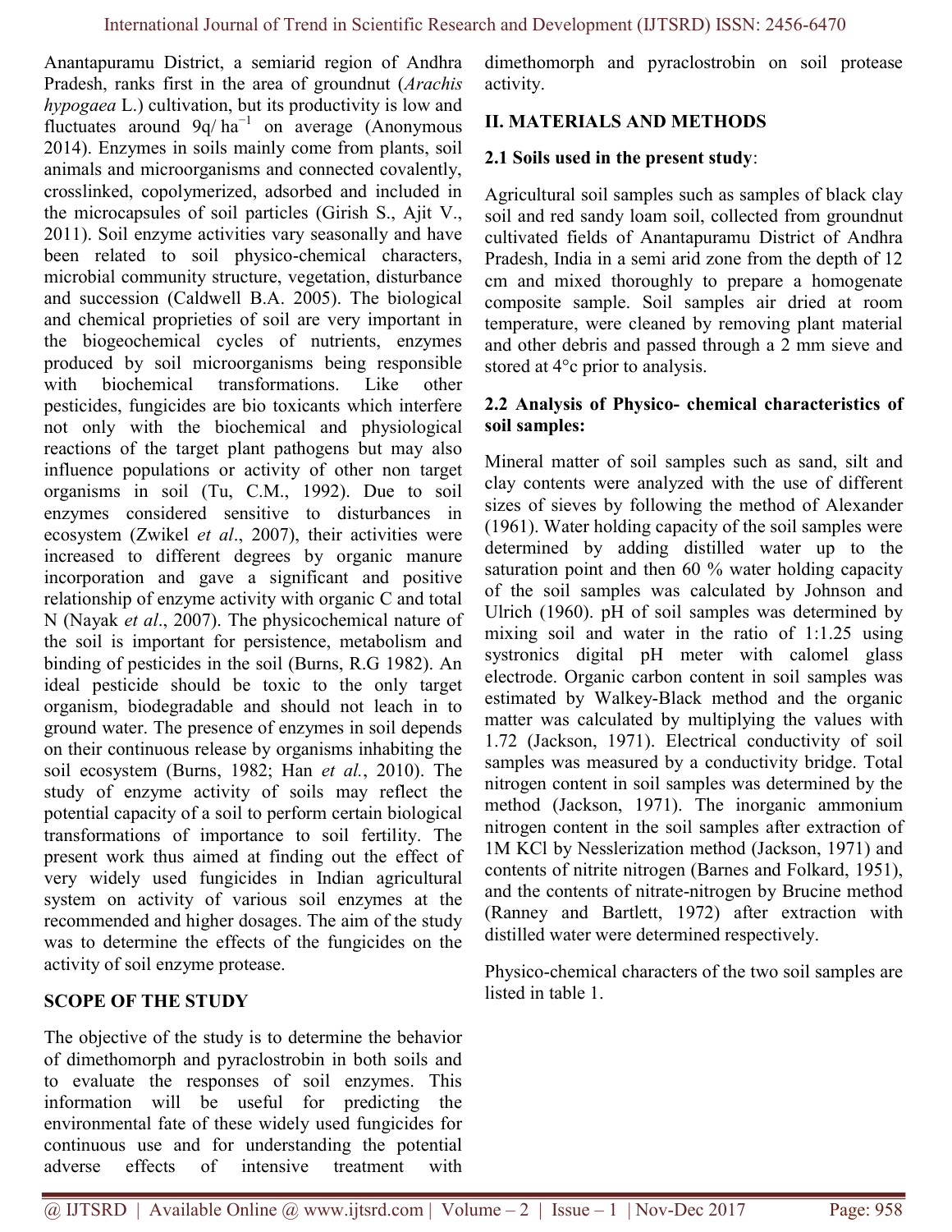Anantapuramu District, a semiarid region of Andhra Pradesh, ranks first in the area of groundnut (*Arachis hypogaea* L.) cultivation, but its productivity is low and fluctuates around 9q/ $ha^{-1}$ on average (Anonymous 2014). Enzymes in soils mainly come from plants, soil animals and microorganisms and connected covalently, crosslinked, copolymerized, adsorbed and included in the microcapsules of soil particles (Girish S., Ajit V., 2011). Soil enzyme activities vary seasonally and have been related to soil physico-chemical characters, microbial community structure, vegetation, disturbance and succession (Caldwell B.A. 2005). The biological and chemical proprieties of soil are very important in the biogeochemical cycles of nutrients, enzymes produced by soil microorganisms being responsible with biochemical transformations. Like other pesticides, fungicides are bio toxicants which interfere not only with the biochemical and physiological reactions of the target plant pathogens but may also influence populations or activity of other non target organisms in soil (Tu, C.M., 1992). Due to soil enzymes considered sensitive to disturbances in ecosystem (Zwikel *et al*., 2007), their activities were increased to different degrees by organic manure incorporation and gave a significant and positive relationship of enzyme activity with organic C and total N (Nayak *et al*., 2007). The physicochemical nature of the soil is important for persistence, metabolism and binding of pesticides in the soil (Burns, R.G 1982). An ideal pesticide should be toxic to the only target organism, biodegradable and should not leach in to ground water. The presence of enzymes in soil depends on their continuous release by organisms inhabiting the soil ecosystem (Burns, 1982; Han *et al.*, 2010). The study of enzyme activity of soils may reflect the potential capacity of a soil to perform certain biological transformations of importance to soil fertility. The present work thus aimed at finding out the effect of very widely used fungicides in Indian agricultural system on activity of various soil enzymes at the recommended and higher dosages. The aim of the study was to determine the effects of the fungicides on the activity of soil enzyme protease.

## SCOPE OF THE STUDY

The objective of the study is to determine the behavior of dimethomorph and pyraclostrobin in both soils and to evaluate the responses of soil enzymes. This information will be useful for predicting the environmental fate of these widely used fungicides for continuous use and for understanding the potential adverse effects of intensive treatment with dimethomorph and pyraclostrobin on soil protease activity.

## II. MATERIALS AND METHODS

### 2.1 Soils used in the present study:

Agricultural soil samples such as samples of black clay soil and red sandy loam soil, collected from groundnut cultivated fields of Anantapuramu District of Andhra Pradesh, India in a semi arid zone from the depth of 12 cm and mixed thoroughly to prepare a homogenate composite sample. Soil samples air dried at room temperature, were cleaned by removing plant material and other debris and passed through a 2 mm sieve and stored at 4°c prior to analysis.

### 2.2 Analysis of Physico- chemical characteristics of soil samples:

Mineral matter of soil samples such as sand, silt and clay contents were analyzed with the use of different sizes of sieves by following the method of Alexander (1961). Water holding capacity of the soil samples were determined by adding distilled water up to the saturation point and then 60 % water holding capacity of the soil samples was calculated by Johnson and Ulrich (1960). pH of soil samples was determined by mixing soil and water in the ratio of 1:1.25 using systronics digital pH meter with calomel glass electrode. Organic carbon content in soil samples was estimated by Walkey-Black method and the organic matter was calculated by multiplying the values with 1.72 (Jackson, 1971). Electrical conductivity of soil samples was measured by a conductivity bridge. Total nitrogen content in soil samples was determined by the method (Jackson, 1971). The inorganic ammonium nitrogen content in the soil samples after extraction of 1M KCl by Nesslerization method (Jackson, 1971) and contents of nitrite nitrogen (Barnes and Folkard, 1951), and the contents of nitrate-nitrogen by Brucine method (Ranney and Bartlett, 1972) after extraction with distilled water were determined respectively.

Physico-chemical characters of the two soil samples are listed in table 1.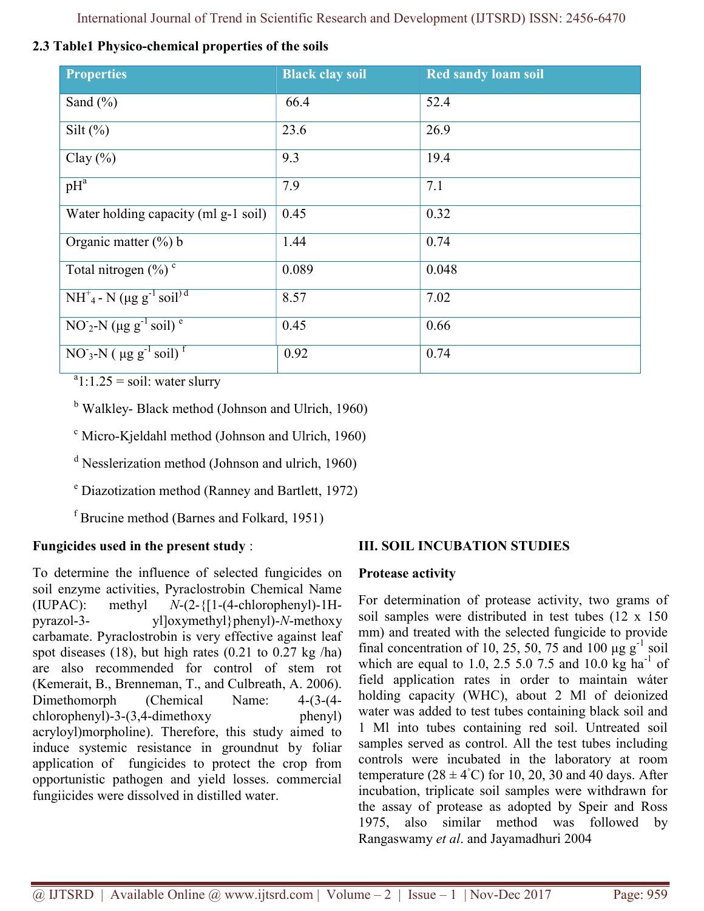### 2.3 Table1 Physico-chemical properties of the soils

| Properties | Black clay soil | Red sandy loam soil |
|---|---|---|
| Sand (%) | 66.4 | 52.4 |
| Silt (%) | 23.6 | 26.9 |
| Clay (%) | 9.3 | 19.4 |
| pH[a] | 7.9 | 7.1 |
| Water holding capacity (ml g-1 soil) | 0.45 | 0.32 |
| Organic matter (%) b | 1.44 | 0.74 |
| Total nitrogen (%) [c] | 0.089 | 0.048 |
| $NH^{+}_{4}$ - N (μg $g^{-1}$ soil) [d] | 8.57 | 7.02 |
| $NO^{-}_{2}$-N (μg $g^{-1}$ soil) [e] | 0.45 | 0.66 |
| $NO^{-}_{3}$-N ( μg $g^{-1}$ soil) [f] | 0.92 | 0.74 |

[a] 1:1.25 = soil: water slurry

[b] Walkley- Black method (Johnson and Ulrich, 1960)

[c] Micro-Kjeldahl method (Johnson and Ulrich, 1960)

[d] Nesslerization method (Johnson and ulrich, 1960)

[e] Diazotization method (Ranney and Bartlett, 1972)

[f] Brucine method (Barnes and Folkard, 1951)

**Fungicides used in the present study** :

To determine the influence of selected fungicides on soil enzyme activities, Pyraclostrobin Chemical Name (IUPAC): methyl *N*-(2-{[1-(4-chlorophenyl)-1H-pyrazol-3-yl]oxymethyl}phenyl)-*N*-methoxy carbamate. Pyraclostrobin is very effective against leaf spot diseases (18), but high rates (0.21 to 0.27 kg /ha) are also recommended for control of stem rot (Kemerait, B., Brenneman, T., and Culbreath, A. 2006). Dimethomorph (Chemical Name: 4-(3-(4-chlorophenyl)-3-(3,4-dimethoxy phenyl) acryloyl)morpholine). Therefore, this study aimed to induce systemic resistance in groundnut by foliar application of fungicides to protect the crop from opportunistic pathogen and yield losses. commercial fungiicides were dissolved in distilled water.

## III. SOIL INCUBATION STUDIES

### Protease activity

For determination of protease activity, two grams of soil samples were distributed in test tubes (12 x 150 mm) and treated with the selected fungicide to provide final concentration of 10, 25, 50, 75 and 100 μg $g^{-1}$ soil which are equal to 1.0, 2.5 5.0 7.5 and 10.0 kg $ha^{-1}$ of field application rates in order to maintain wáter holding capacity (WHC), about 2 Ml of deionized water was added to test tubes containing black soil and 1 Ml into tubes containing red soil. Untreated soil samples served as control. All the test tubes including controls were incubated in the laboratory at room temperature (28 ± 4°C) for 10, 20, 30 and 40 days. After incubation, triplicate soil samples were withdrawn for the assay of protease as adopted by Speir and Ross 1975, also similar method was followed by Rangaswamy *et al*. and Jayamadhuri 2004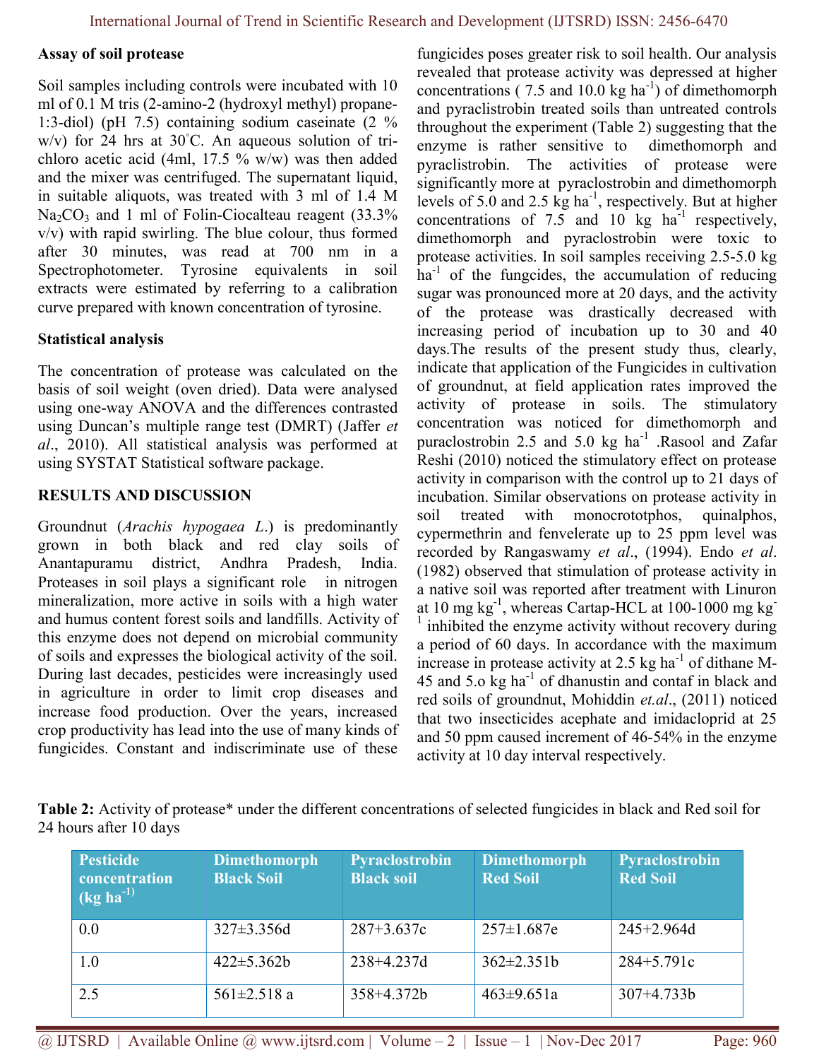### Assay of soil protease

Soil samples including controls were incubated with 10 ml of 0.1 M tris (2-amino-2 (hydroxyl methyl) propane-1:3-diol) (pH 7.5) containing sodium caseinate (2 % w/v) for 24 hrs at 30°C. An aqueous solution of tri-chloro acetic acid (4ml, 17.5 % w/w) was then added and the mixer was centrifuged. The supernatant liquid, in suitable aliquots, was treated with 3 ml of 1.4 M $Na_2CO_3$ and 1 ml of Folin-Ciocalteau reagent (33.3% v/v) with rapid swirling. The blue colour, thus formed after 30 minutes, was read at 700 nm in a Spectrophotometer. Tyrosine equivalents in soil extracts were estimated by referring to a calibration curve prepared with known concentration of tyrosine.

### Statistical analysis

The concentration of protease was calculated on the basis of soil weight (oven dried). Data were analysed using one-way ANOVA and the differences contrasted using Duncan's multiple range test (DMRT) (Jaffer *et al*., 2010). All statistical analysis was performed at using SYSTAT Statistical software package.

## RESULTS AND DISCUSSION

Groundnut (*Arachis hypogaea L.*) is predominantly grown in both black and red clay soils of Anantapuramu district, Andhra Pradesh, India. Proteases in soil plays a significant role in nitrogen mineralization, more active in soils with a high water and humus content forest soils and landfills. Activity of this enzyme does not depend on microbial community of soils and expresses the biological activity of the soil. During last decades, pesticides were increasingly used in agriculture in order to limit crop diseases and increase food production. Over the years, increased crop productivity has lead into the use of many kinds of fungicides. Constant and indiscriminate use of these fungicides poses greater risk to soil health. Our analysis revealed that protease activity was depressed at higher concentrations ( 7.5 and 10.0 kg ha$^{-1}$) of dimethomorph and pyraclistrobin treated soils than untreated controls throughout the experiment (Table 2) suggesting that the enzyme is rather sensitive to dimethomorph and pyraclistrobin. The activities of protease were significantly more at pyraclostrobin and dimethomorph levels of 5.0 and 2.5 kg ha$^{-1}$, respectively. But at higher concentrations of 7.5 and 10 kg ha$^{-1}$ respectively, dimethomorph and pyraclostrobin were toxic to protease activities. In soil samples receiving 2.5-5.0 kg ha$^{-1}$ of the fungcides, the accumulation of reducing sugar was pronounced more at 20 days, and the activity of the protease was drastically decreased with increasing period of incubation up to 30 and 40 days.The results of the present study thus, clearly, indicate that application of the Fungicides in cultivation of groundnut, at field application rates improved the activity of protease in soils. The stimulatory concentration was noticed for dimethomorph and puraclostrobin 2.5 and 5.0 kg ha$^{-1}$ .Rasool and Zafar Reshi (2010) noticed the stimulatory effect on protease activity in comparison with the control up to 21 days of incubation. Similar observations on protease activity in soil treated with monocrototphos, quinalphos, cypermethrin and fenvelerate up to 25 ppm level was recorded by Rangaswamy *et al*., (1994). Endo *et al*. (1982) observed that stimulation of protease activity in a native soil was reported after treatment with Linuron at 10 mg kg$^{-1}$, whereas Cartap-HCL at 100-1000 mg kg$^{-1}$ inhibited the enzyme activity without recovery during a period of 60 days. In accordance with the maximum increase in protease activity at 2.5 kg ha$^{-1}$ of dithane M-45 and 5.o kg ha$^{-1}$ of dhanustin and contaf in black and red soils of groundnut, Mohiddin *et.al*., (2011) noticed that two insecticides acephate and imidacloprid at 25 and 50 ppm caused increment of 46-54% in the enzyme activity at 10 day interval respectively.

**Table 2:** Activity of protease* under the different concentrations of selected fungicides in black and Red soil for 24 hours after 10 days

| Pesticide concentration (kg ha$^{-1}$) | Dimethomorph Black Soil | Pyraclostrobin Black soil | Dimethomorph Red Soil | Pyraclostrobin Red Soil |
|---|---|---|---|---|
| 0.0 | 327±3.356d | 287+3.637c | 257±1.687e | 245+2.964d |
| 1.0 | 422±5.362b | 238+4.237d | 362±2.351b | 284+5.791c |
| 2.5 | 561±2.518 a | 358+4.372b | 463±9.651a | 307+4.733b |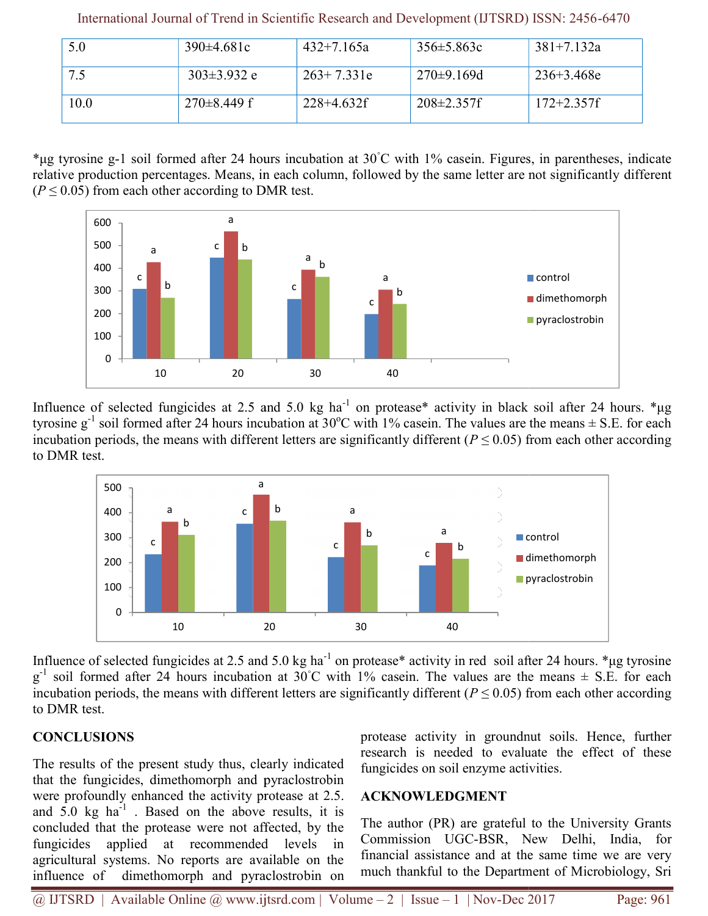| 5.0 | 390±4.681c | 432+7.165a | 356±5.863c | 381+7.132a |
|---|---|---|---|---|
| 7.5 | 303±3.932 e | 263+ 7.331e | 270±9.169d | 236+3.468e |
| 10.0 | 270±8.449 f | 228+4.632f | 208±2.357f | 172+2.357f |

*µg tyrosine g-1 soil formed after 24 hours incubation at 30°C with 1% casein. Figures, in parentheses, indicate relative production percentages. Means, in each column, followed by the same letter are not significantly different ($P \leq 0.05$) from each other according to DMR test.

Influence of selected fungicides at 2.5 and 5.0 kg ha$^{-1}$ on protease* activity in black soil after 24 hours. *µg tyrosine g$^{-1}$ soil formed after 24 hours incubation at 30°C with 1% casein. The values are the means ± S.E. for each incubation periods, the means with different letters are significantly different ($P \leq 0.05$) from each other according to DMR test.

Influence of selected fungicides at 2.5 and 5.0 kg ha$^{-1}$ on protease* activity in red soil after 24 hours. *µg tyrosine g$^{-1}$ soil formed after 24 hours incubation at 30°C with 1% casein. The values are the means ± S.E. for each incubation periods, the means with different letters are significantly different ($P \leq 0.05$) from each other according to DMR test.

## CONCLUSIONS

The results of the present study thus, clearly indicated that the fungicides, dimethomorph and pyraclostrobin were profoundly enhanced the activity protease at 2.5. and 5.0 kg ha$^{-1}$ . Based on the above results, it is concluded that the protease were not affected, by the fungicides applied at recommended levels in agricultural systems. No reports are available on the influence of dimethomorph and pyraclostrobin on protease activity in groundnut soils. Hence, further research is needed to evaluate the effect of these fungicides on soil enzyme activities.

## ACKNOWLEDGMENT

The author (PR) are grateful to the University Grants Commission UGC-BSR, New Delhi, India, for financial assistance and at the same time we are very much thankful to the Department of Microbiology, Sri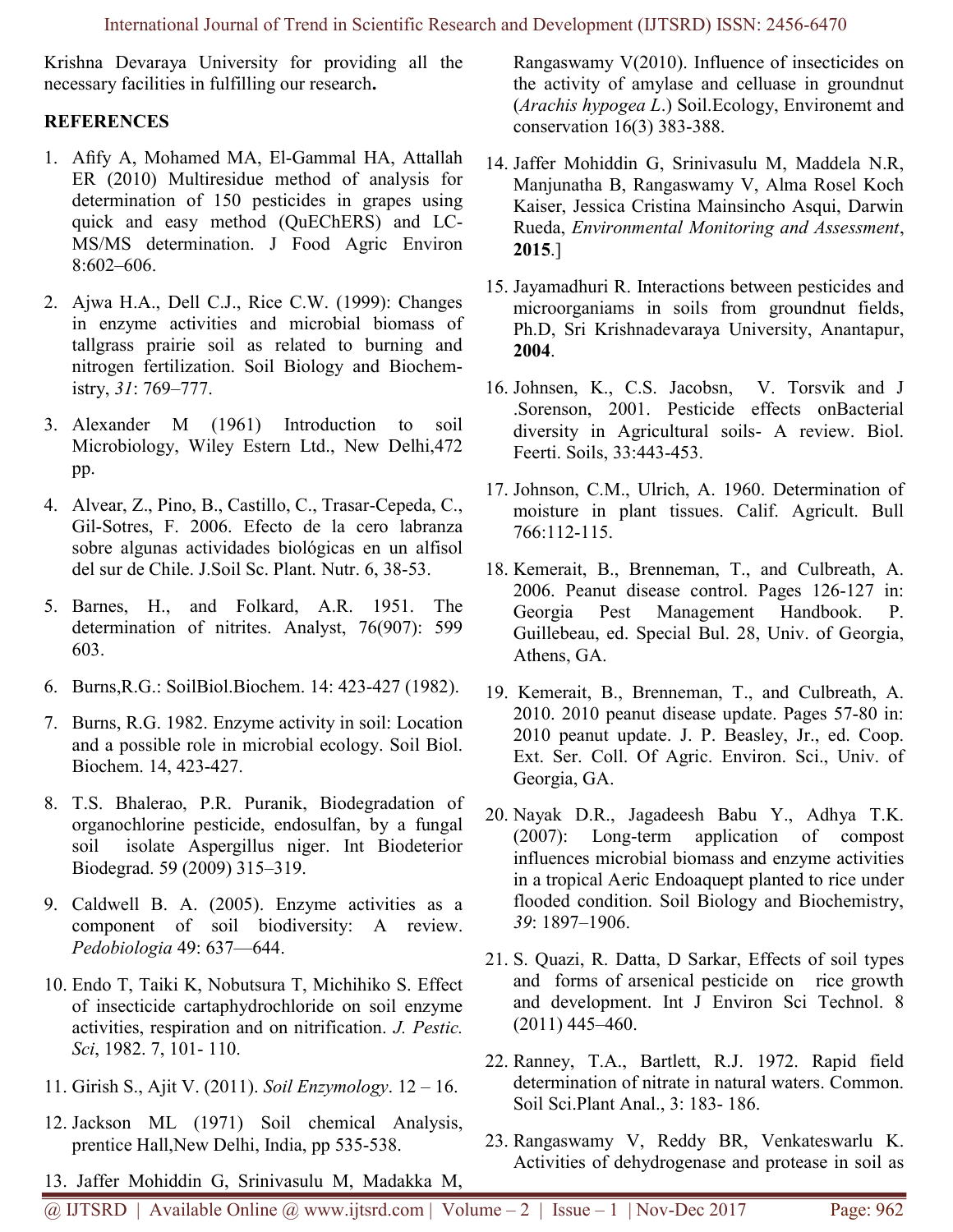Krishna Devaraya University for providing all the necessary facilities in fulfilling our research**.**

**REFERENCES**

1. Afify A, Mohamed MA, El-Gammal HA, Attallah ER (2010) Multiresidue method of analysis for determination of 150 pesticides in grapes using quick and easy method (QuEChERS) and LC-MS/MS determination. J Food Agric Environ 8:602–606.

2. Ajwa H.A., Dell C.J., Rice C.W. (1999): Changes in enzyme activities and microbial biomass of tallgrass prairie soil as related to burning and nitrogen fertilization. Soil Biology and Biochemistry, *31*: 769–777.

3. Alexander M (1961) Introduction to soil Microbiology, Wiley Estern Ltd., New Delhi,472 pp.

4. Alvear, Z., Pino, B., Castillo, C., Trasar-Cepeda, C., Gil-Sotres, F. 2006. Efecto de la cero labranza sobre algunas actividades biológicas en un alfisol del sur de Chile. J.Soil Sc. Plant. Nutr. 6, 38-53.

5. Barnes, H., and Folkard, A.R. 1951. The determination of nitrites. Analyst, 76(907): 599 603.

6. Burns,R.G.: SoilBiol.Biochem. 14: 423-427 (1982).

7. Burns, R.G. 1982. Enzyme activity in soil: Location and a possible role in microbial ecology. Soil Biol. Biochem. 14, 423-427.

8. T.S. Bhalerao, P.R. Puranik, Biodegradation of organochlorine pesticide, endosulfan, by a fungal soil isolate Aspergillus niger. Int Biodeterior Biodegrad. 59 (2009) 315–319.

9. Caldwell B. A. (2005). Enzyme activities as a component of soil biodiversity: A review. *Pedobiologia* 49: 637—644.

10. Endo T, Taiki K, Nobutsura T, Michihiko S. Effect of insecticide cartaphydrochloride on soil enzyme activities, respiration and on nitrification. *J. Pestic. Sci*, 1982. 7, 101- 110.

11. Girish S., Ajit V. (2011). *Soil Enzymology*. 12 – 16.

12. Jackson ML (1971) Soil chemical Analysis, prentice Hall,New Delhi, India, pp 535-538.

13. Jaffer Mohiddin G, Srinivasulu M, Madakka M, Rangaswamy V(2010). Influence of insecticides on the activity of amylase and celluase in groundnut (*Arachis hypogea L*.) Soil.Ecology, Environemt and conservation 16(3) 383-388.

14. Jaffer Mohiddin G, Srinivasulu M, Maddela N.R, Manjunatha B, Rangaswamy V, Alma Rosel Koch Kaiser, Jessica Cristina Mainsincho Asqui, Darwin Rueda, *Environmental Monitoring and Assessment*, **2015**.]

15. Jayamadhuri R. Interactions between pesticides and microorganiams in soils from groundnut fields, Ph.D, Sri Krishnadevaraya University, Anantapur, **2004**.

16. Johnsen, K., C.S. Jacobsn, V. Torsvik and J .Sorenson, 2001. Pesticide effects onBacterial diversity in Agricultural soils- A review. Biol. Feerti. Soils, 33:443-453.

17. Johnson, C.M., Ulrich, A. 1960. Determination of moisture in plant tissues. Calif. Agricult. Bull 766:112-115.

18. Kemerait, B., Brenneman, T., and Culbreath, A. 2006. Peanut disease control. Pages 126-127 in: Georgia Pest Management Handbook. P. Guillebeau, ed. Special Bul. 28, Univ. of Georgia, Athens, GA.

19. Kemerait, B., Brenneman, T., and Culbreath, A. 2010. 2010 peanut disease update. Pages 57-80 in: 2010 peanut update. J. P. Beasley, Jr., ed. Coop. Ext. Ser. Coll. Of Agric. Environ. Sci., Univ. of Georgia, GA.

20. Nayak D.R., Jagadeesh Babu Y., Adhya T.K. (2007): Long-term application of compost influences microbial biomass and enzyme activities in a tropical Aeric Endoaquept planted to rice under flooded condition. Soil Biology and Biochemistry, *39*: 1897–1906.

21. S. Quazi, R. Datta, D Sarkar, Effects of soil types and forms of arsenical pesticide on rice growth and development. Int J Environ Sci Technol. 8 (2011) 445–460.

22. Ranney, T.A., Bartlett, R.J. 1972. Rapid field determination of nitrate in natural waters. Common. Soil Sci.Plant Anal., 3: 183- 186.

23. Rangaswamy V, Reddy BR, Venkateswarlu K. Activities of dehydrogenase and protease in soil as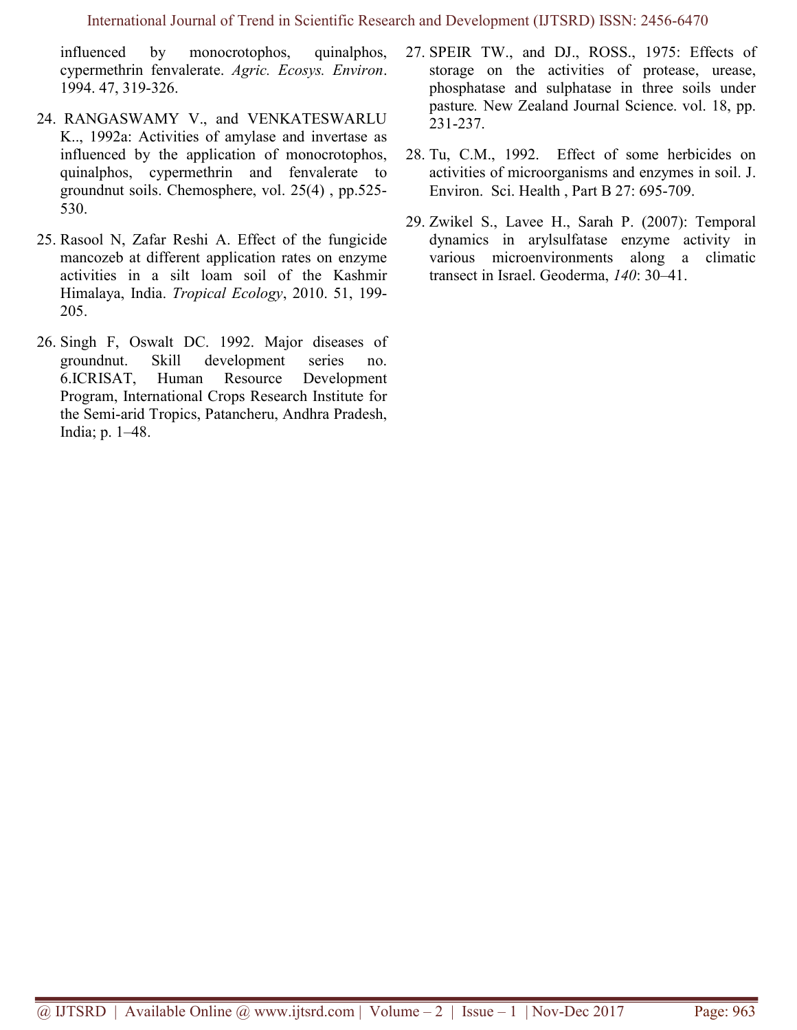influenced by monocrotophos, quinalphos, cypermethrin fenvalerate. *Agric. Ecosys. Environ*. 1994. 47, 319-326.

24. RANGASWAMY V., and VENKATESWARLU K.., 1992a: Activities of amylase and invertase as influenced by the application of monocrotophos, quinalphos, cypermethrin and fenvalerate to groundnut soils. Chemosphere, vol. 25(4) , pp.525-530.

25. Rasool N, Zafar Reshi A. Effect of the fungicide mancozeb at different application rates on enzyme activities in a silt loam soil of the Kashmir Himalaya, India. *Tropical Ecology*, 2010. 51, 199-205.

26. Singh F, Oswalt DC. 1992. Major diseases of groundnut. Skill development series no. 6.ICRISAT, Human Resource Development Program, International Crops Research Institute for the Semi-arid Tropics, Patancheru, Andhra Pradesh, India; p. 1–48.

27. SPEIR TW., and DJ., ROSS., 1975: Effects of storage on the activities of protease, urease, phosphatase and sulphatase in three soils under pasture. New Zealand Journal Science. vol. 18, pp. 231-237.

28. Tu, C.M., 1992. Effect of some herbicides on activities of microorganisms and enzymes in soil. J. Environ. Sci. Health , Part B 27: 695-709.

29. Zwikel S., Lavee H., Sarah P. (2007): Temporal dynamics in arylsulfatase enzyme activity in various microenvironments along a climatic transect in Israel. Geoderma, *140*: 30–41.